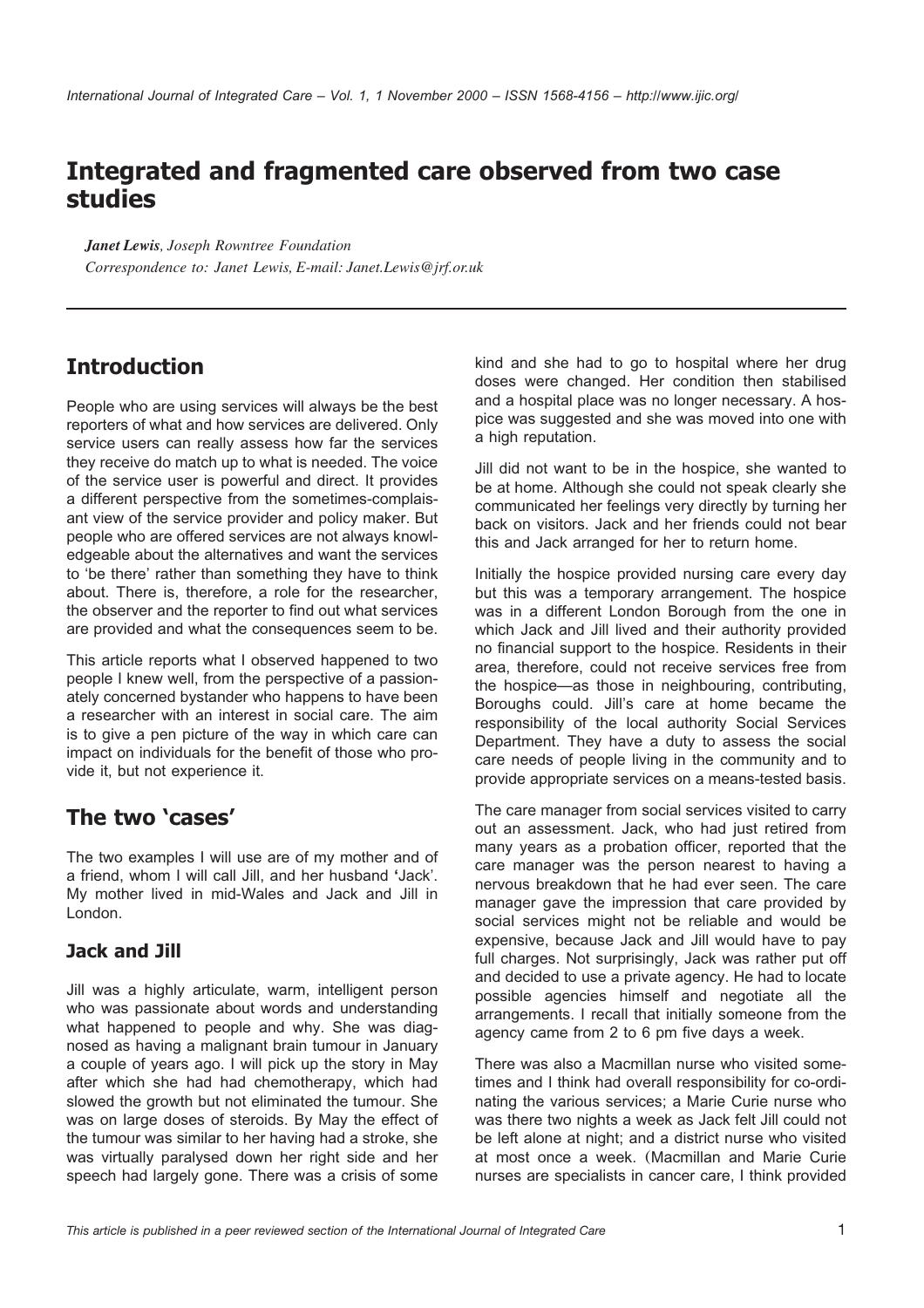# Integrated and fragmented care observed from two case studies

*Janet Lewis, Joseph Rowntree Foundation*

*Correspondence to: Janet Lewis, E-mail: Janet.Lewis@jrf.or.uk*

## Introduction

People who are using services will always be the best reporters of what and how services are delivered. Only service users can really assess how far the services they receive do match up to what is needed. The voice of the service user is powerful and direct. It provides a different perspective from the sometimes-complaisant view of the service provider and policy maker. But people who are offered services are not always knowledgeable about the alternatives and want the services to 'be there' rather than something they have to think about. There is, therefore, a role for the researcher, the observer and the reporter to find out what services are provided and what the consequences seem to be.

This article reports what I observed happened to two people I knew well, from the perspective of a passionately concerned bystander who happens to have been a researcher with an interest in social care. The aim is to give a pen picture of the way in which care can impact on individuals for the benefit of those who provide it, but not experience it.

## The two 'cases'

The two examples I will use are of my mother and of a friend, whom I will call Jill, and her husband 'Jack'. My mother lived in mid-Wales and Jack and Jill in London.

### Jack and Jill

Jill was a highly articulate, warm, intelligent person who was passionate about words and understanding what happened to people and why. She was diagnosed as having a malignant brain tumour in January a couple of years ago. I will pick up the story in May after which she had had chemotherapy, which had slowed the growth but not eliminated the tumour. She was on large doses of steroids. By May the effect of the tumour was similar to her having had a stroke, she was virtually paralysed down her right side and her speech had largely gone. There was a crisis of some kind and she had to go to hospital where her drug doses were changed. Her condition then stabilised and a hospital place was no longer necessary. A hospice was suggested and she was moved into one with a high reputation.

Jill did not want to be in the hospice, she wanted to be at home. Although she could not speak clearly she communicated her feelings very directly by turning her back on visitors. Jack and her friends could not bear this and Jack arranged for her to return home.

Initially the hospice provided nursing care every day but this was a temporary arrangement. The hospice was in a different London Borough from the one in which Jack and Jill lived and their authority provided no financial support to the hospice. Residents in their area, therefore, could not receive services free from the hospice—as those in neighbouring, contributing, Boroughs could. Jill's care at home became the responsibility of the local authority Social Services Department. They have a duty to assess the social care needs of people living in the community and to provide appropriate services on a means-tested basis.

The care manager from social services visited to carry out an assessment. Jack, who had just retired from many years as a probation officer, reported that the care manager was the person nearest to having a nervous breakdown that he had ever seen. The care manager gave the impression that care provided by social services might not be reliable and would be expensive, because Jack and Jill would have to pay full charges. Not surprisingly, Jack was rather put off and decided to use a private agency. He had to locate possible agencies himself and negotiate all the arrangements. I recall that initially someone from the agency came from 2 to 6 pm five days a week.

There was also a Macmillan nurse who visited sometimes and I think had overall responsibility for co-ordinating the various services; a Marie Curie nurse who was there two nights a week as Jack felt Jill could not be left alone at night; and a district nurse who visited at most once a week. (Macmillan and Marie Curie nurses are specialists in cancer care, I think provided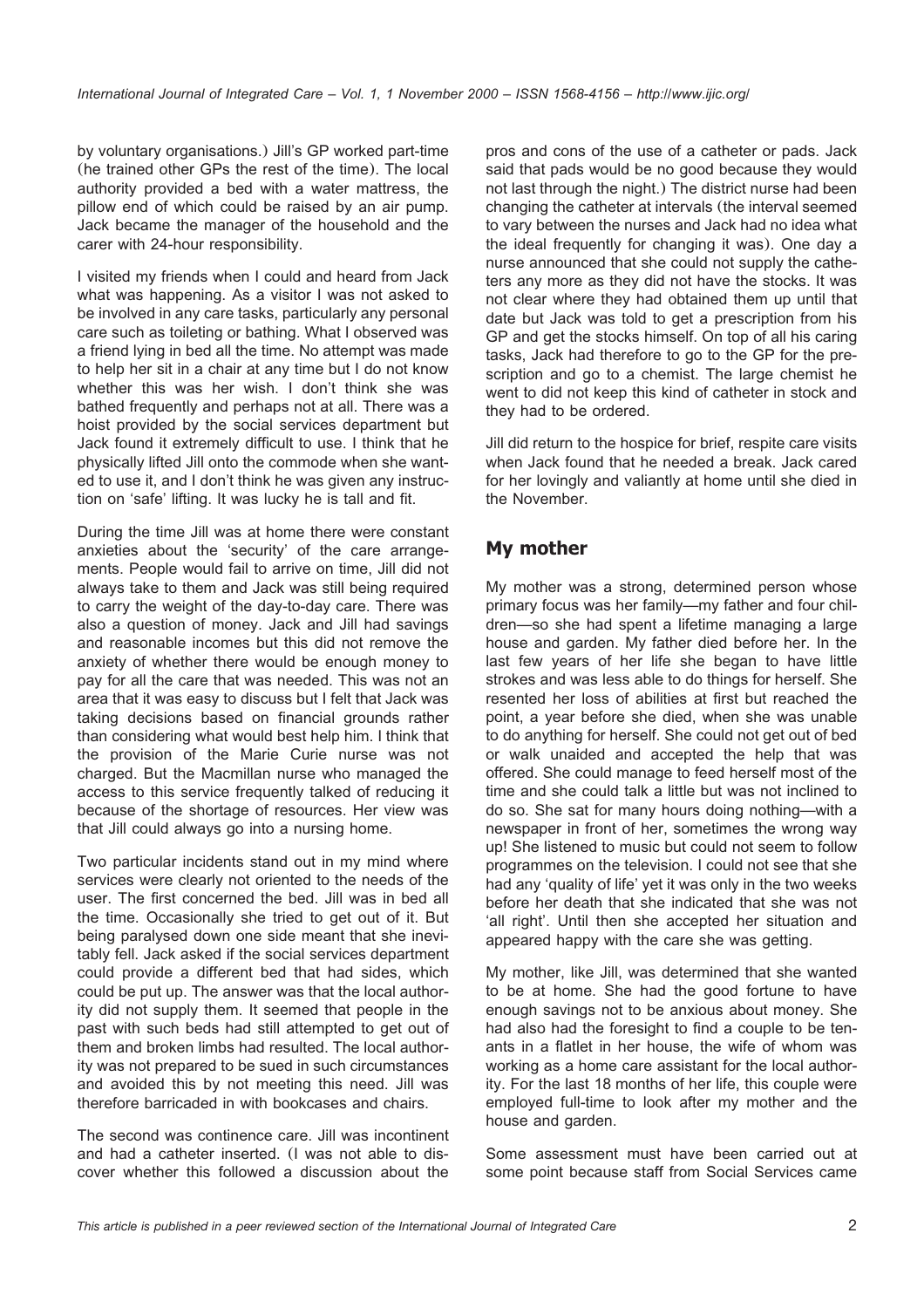by voluntary organisations.) Jill's GP worked part-time (he trained other GPs the rest of the time). The local authority provided a bed with a water mattress, the pillow end of which could be raised by an air pump. Jack became the manager of the household and the carer with 24-hour responsibility.

I visited my friends when I could and heard from Jack what was happening. As a visitor I was not asked to be involved in any care tasks, particularly any personal care such as toileting or bathing. What I observed was a friend lying in bed all the time. No attempt was made to help her sit in a chair at any time but I do not know whether this was her wish. I don't think she was bathed frequently and perhaps not at all. There was a hoist provided by the social services department but Jack found it extremely difficult to use. I think that he physically lifted Jill onto the commode when she wanted to use it, and I don't think he was given any instruction on 'safe' lifting. It was lucky he is tall and fit.

During the time Jill was at home there were constant anxieties about the 'security' of the care arrangements. People would fail to arrive on time, Jill did not always take to them and Jack was still being required to carry the weight of the day-to-day care. There was also a question of money. Jack and Jill had savings and reasonable incomes but this did not remove the anxiety of whether there would be enough money to pay for all the care that was needed. This was not an area that it was easy to discuss but I felt that Jack was taking decisions based on financial grounds rather than considering what would best help him. I think that the provision of the Marie Curie nurse was not charged. But the Macmillan nurse who managed the access to this service frequently talked of reducing it because of the shortage of resources. Her view was that Jill could always go into a nursing home.

Two particular incidents stand out in my mind where services were clearly not oriented to the needs of the user. The first concerned the bed. Jill was in bed all the time. Occasionally she tried to get out of it. But being paralysed down one side meant that she inevitably fell. Jack asked if the social services department could provide a different bed that had sides, which could be put up. The answer was that the local authority did not supply them. It seemed that people in the past with such beds had still attempted to get out of them and broken limbs had resulted. The local authority was not prepared to be sued in such circumstances and avoided this by not meeting this need. Jill was therefore barricaded in with bookcases and chairs.

The second was continence care. Jill was incontinent and had a catheter inserted. (I was not able to discover whether this followed a discussion about the pros and cons of the use of a catheter or pads. Jack said that pads would be no good because they would not last through the night.) The district nurse had been changing the catheter at intervals (the interval seemed to vary between the nurses and Jack had no idea what the ideal frequently for changing it was). One day a nurse announced that she could not supply the catheters any more as they did not have the stocks. It was not clear where they had obtained them up until that date but Jack was told to get a prescription from his GP and get the stocks himself. On top of all his caring tasks, Jack had therefore to go to the GP for the prescription and go to a chemist. The large chemist he went to did not keep this kind of catheter in stock and they had to be ordered.

Jill did return to the hospice for brief, respite care visits when Jack found that he needed a break. Jack cared for her lovingly and valiantly at home until she died in the November.

## My mother

My mother was a strong, determined person whose primary focus was her family—my father and four children—so she had spent a lifetime managing a large house and garden. My father died before her. In the last few years of her life she began to have little strokes and was less able to do things for herself. She resented her loss of abilities at first but reached the point, a year before she died, when she was unable to do anything for herself. She could not get out of bed or walk unaided and accepted the help that was offered. She could manage to feed herself most of the time and she could talk a little but was not inclined to do so. She sat for many hours doing nothing—with a newspaper in front of her, sometimes the wrong way up! She listened to music but could not seem to follow programmes on the television. I could not see that she had any 'quality of life' yet it was only in the two weeks before her death that she indicated that she was not 'all right'. Until then she accepted her situation and appeared happy with the care she was getting.

My mother, like Jill, was determined that she wanted to be at home. She had the good fortune to have enough savings not to be anxious about money. She had also had the foresight to find a couple to be tenants in a flatlet in her house, the wife of whom was working as a home care assistant for the local authority. For the last 18 months of her life, this couple were employed full-time to look after my mother and the house and garden.

Some assessment must have been carried out at some point because staff from Social Services came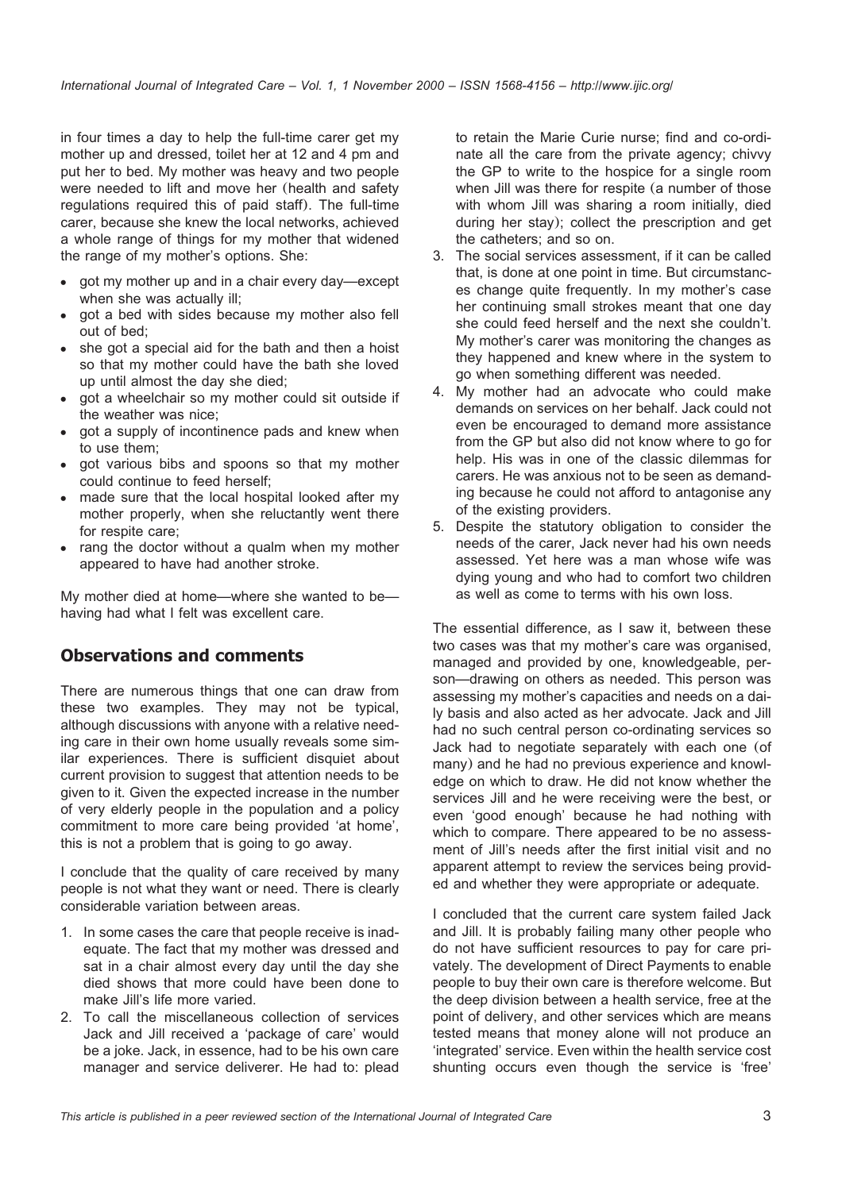in four times a day to help the full-time carer get my mother up and dressed, toilet her at 12 and 4 pm and put her to bed. My mother was heavy and two people were needed to lift and move her (health and safety regulations required this of paid staff). The full-time carer, because she knew the local networks, achieved a whole range of things for my mother that widened the range of my mother's options. She:

- got my mother up and in a chair every day—except when she was actually ill;
- got a bed with sides because my mother also fell out of bed;
- she got a special aid for the bath and then a hoist so that my mother could have the bath she loved up until almost the day she died;
- got a wheelchair so my mother could sit outside if the weather was nice;
- got a supply of incontinence pads and knew when to use them;
- got various bibs and spoons so that my mother could continue to feed herself;
- made sure that the local hospital looked after my mother properly, when she reluctantly went there for respite care;
- rang the doctor without a qualm when my mother appeared to have had another stroke.

My mother died at home—where she wanted to be—having had what I felt was excellent care.

## Observations and comments

There are numerous things that one can draw from these two examples. They may not be typical, although discussions with anyone with a relative needing care in their own home usually reveals some similar experiences. There is sufficient disquiet about current provision to suggest that attention needs to be given to it. Given the expected increase in the number of very elderly people in the population and a policy commitment to more care being provided 'at home', this is not a problem that is going to go away.

I conclude that the quality of care received by many people is not what they want or need. There is clearly considerable variation between areas.

1. In some cases the care that people receive is inadequate. The fact that my mother was dressed and sat in a chair almost every day until the day she died shows that more could have been done to make Jill's life more varied.
2. To call the miscellaneous collection of services Jack and Jill received a 'package of care' would be a joke. Jack, in essence, had to be his own care manager and service deliverer. He had to: plead to retain the Marie Curie nurse; find and co-ordinate all the care from the private agency; chivvy the GP to write to the hospice for a single room when Jill was there for respite (a number of those with whom Jill was sharing a room initially, died during her stay); collect the prescription and get the catheters; and so on.
3. The social services assessment, if it can be called that, is done at one point in time. But circumstances change quite frequently. In my mother's case her continuing small strokes meant that one day she could feed herself and the next she couldn't. My mother's carer was monitoring the changes as they happened and knew where in the system to go when something different was needed.
4. My mother had an advocate who could make demands on services on her behalf. Jack could not even be encouraged to demand more assistance from the GP but also did not know where to go for help. His was in one of the classic dilemmas for carers. He was anxious not to be seen as demanding because he could not afford to antagonise any of the existing providers.
5. Despite the statutory obligation to consider the needs of the carer, Jack never had his own needs assessed. Yet here was a man whose wife was dying young and who had to comfort two children as well as come to terms with his own loss.

The essential difference, as I saw it, between these two cases was that my mother's care was organised, managed and provided by one, knowledgeable, person—drawing on others as needed. This person was assessing my mother's capacities and needs on a daily basis and also acted as her advocate. Jack and Jill had no such central person co-ordinating services so Jack had to negotiate separately with each one (of many) and he had no previous experience and knowledge on which to draw. He did not know whether the services Jill and he were receiving were the best, or even 'good enough' because he had nothing with which to compare. There appeared to be no assessment of Jill's needs after the first initial visit and no apparent attempt to review the services being provided and whether they were appropriate or adequate.

I concluded that the current care system failed Jack and Jill. It is probably failing many other people who do not have sufficient resources to pay for care privately. The development of Direct Payments to enable people to buy their own care is therefore welcome. But the deep division between a health service, free at the point of delivery, and other services which are means tested means that money alone will not produce an 'integrated' service. Even within the health service cost shunting occurs even though the service is 'free'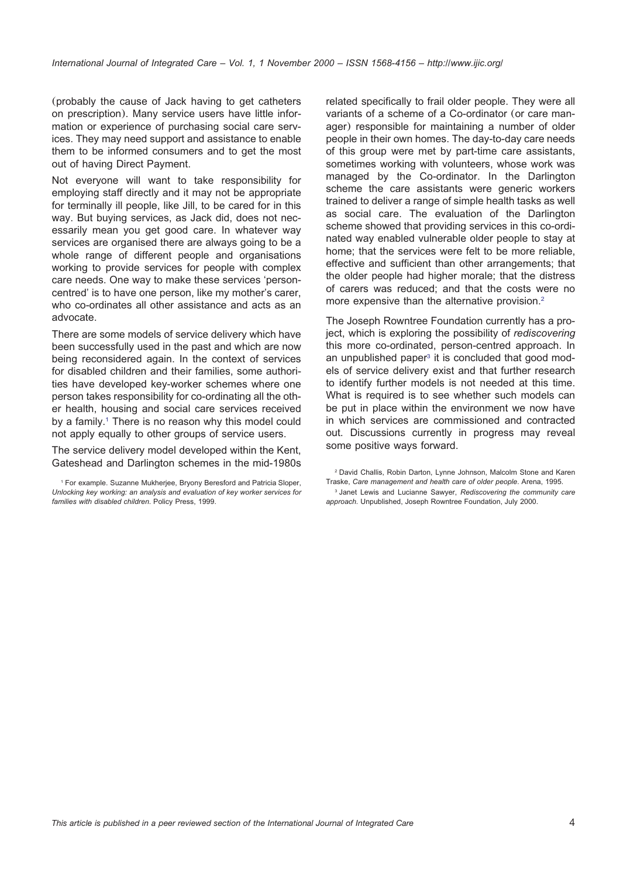(probably the cause of Jack having to get catheters on prescription). Many service users have little information or experience of purchasing social care services. They may need support and assistance to enable them to be informed consumers and to get the most out of having Direct Payment.

Not everyone will want to take responsibility for employing staff directly and it may not be appropriate for terminally ill people, like Jill, to be cared for in this way. But buying services, as Jack did, does not necessarily mean you get good care. In whatever way services are organised there are always going to be a whole range of different people and organisations working to provide services for people with complex care needs. One way to make these services 'person-centred' is to have one person, like my mother's carer, who co-ordinates all other assistance and acts as an advocate.

There are some models of service delivery which have been successfully used in the past and which are now being reconsidered again. In the context of services for disabled children and their families, some authorities have developed key-worker schemes where one person takes responsibility for co-ordinating all the other health, housing and social care services received by a family.[1] There is no reason why this model could not apply equally to other groups of service users.

The service delivery model developed within the Kent, Gateshead and Darlington schemes in the mid-1980s related specifically to frail older people. They were all variants of a scheme of a Co-ordinator (or care manager) responsible for maintaining a number of older people in their own homes. The day-to-day care needs of this group were met by part-time care assistants, sometimes working with volunteers, whose work was managed by the Co-ordinator. In the Darlington scheme the care assistants were generic workers trained to deliver a range of simple health tasks as well as social care. The evaluation of the Darlington scheme showed that providing services in this co-ordinated way enabled vulnerable older people to stay at home; that the services were felt to be more reliable, effective and sufficient than other arrangements; that the older people had higher morale; that the distress of carers was reduced; and that the costs were no more expensive than the alternative provision.[2]

The Joseph Rowntree Foundation currently has a project, which is exploring the possibility of *rediscovering* this more co-ordinated, person-centred approach. In an unpublished paper[3] it is concluded that good models of service delivery exist and that further research to identify further models is not needed at this time. What is required is to see whether such models can be put in place within the environment we now have in which services are commissioned and contracted out. Discussions currently in progress may reveal some positive ways forward.

[1] For example. Suzanne Mukherjee, Bryony Beresford and Patricia Sloper, *Unlocking key working: an analysis and evaluation of key worker services for families with disabled children*. Policy Press, 1999.

[2] David Challis, Robin Darton, Lynne Johnson, Malcolm Stone and Karen Traske, *Care management and health care of older people*. Arena, 1995.

[3] Janet Lewis and Lucianne Sawyer, *Rediscovering the community care approach*. Unpublished, Joseph Rowntree Foundation, July 2000.